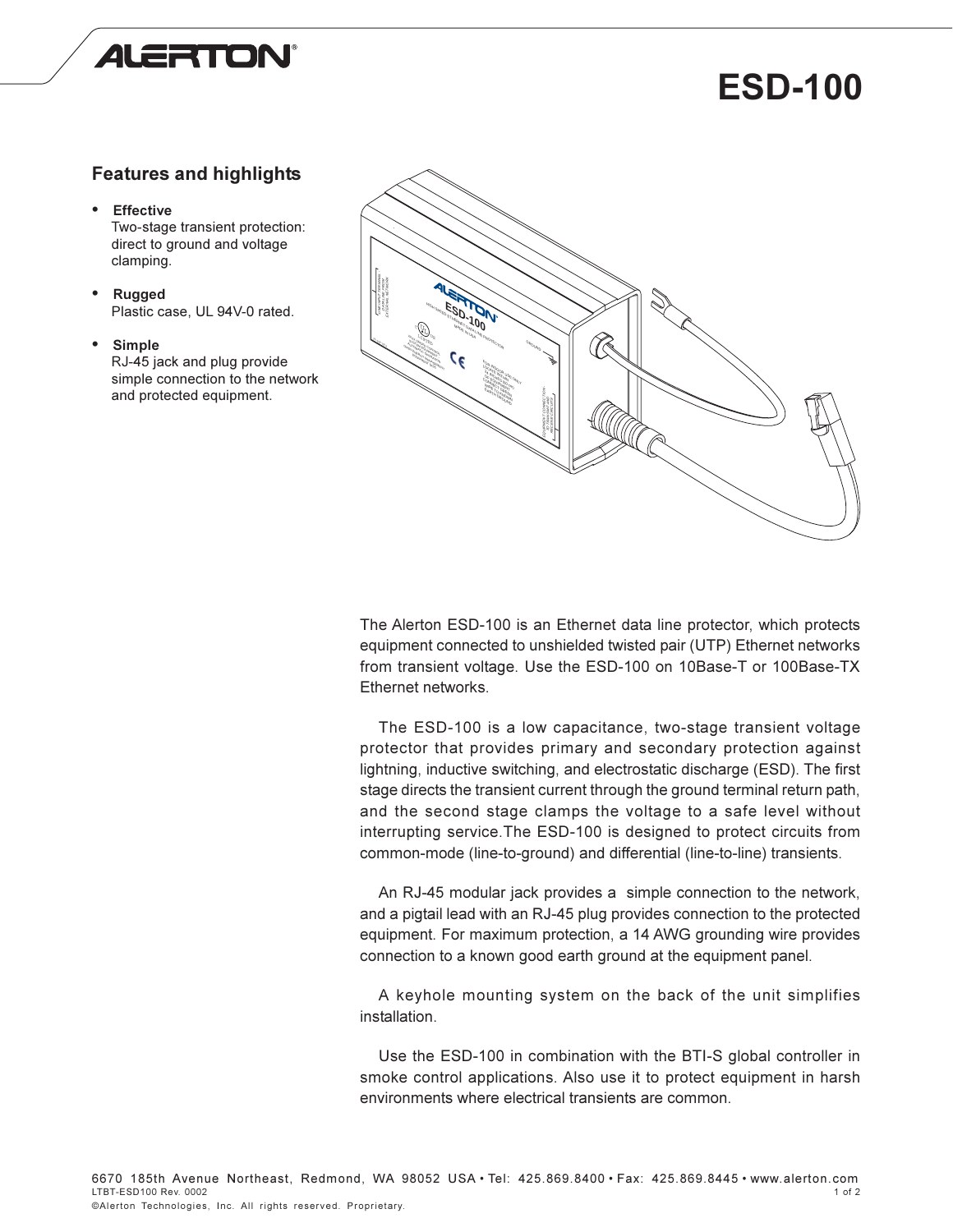# ESD-100

## Features and highlights

- **Effective**
  Two-stage transient protection: direct to ground and voltage clamping.

- **Rugged**
  Plastic case, UL 94V-0 rated.

- **Simple**
  RJ-45 jack and plug provide simple connection to the network and protected equipment.

The Alerton ESD-100 is an Ethernet data line protector, which protects equipment connected to unshielded twisted pair (UTP) Ethernet networks from transient voltage. Use the ESD-100 on 10Base-T or 100Base-TX Ethernet networks.

The ESD-100 is a low capacitance, two-stage transient voltage protector that provides primary and secondary protection against lightning, inductive switching, and electrostatic discharge (ESD). The first stage directs the transient current through the ground terminal return path, and the second stage clamps the voltage to a safe level without interrupting service.The ESD-100 is designed to protect circuits from common-mode (line-to-ground) and differential (line-to-line) transients.

An RJ-45 modular jack provides a simple connection to the network, and a pigtail lead with an RJ-45 plug provides connection to the protected equipment. For maximum protection, a 14 AWG grounding wire provides connection to a known good earth ground at the equipment panel.

A keyhole mounting system on the back of the unit simplifies installation.

Use the ESD-100 in combination with the BTI-S global controller in smoke control applications. Also use it to protect equipment in harsh environments where electrical transients are common.

6670 185th Avenue Northeast, Redmond, WA 98052 USA • Tel: 425.869.8400 • Fax: 425.869.8445 • www.alerton.com
LTBT-ESD100 Rev. 0002
©Alerton Technologies, Inc. All rights reserved. Proprietary.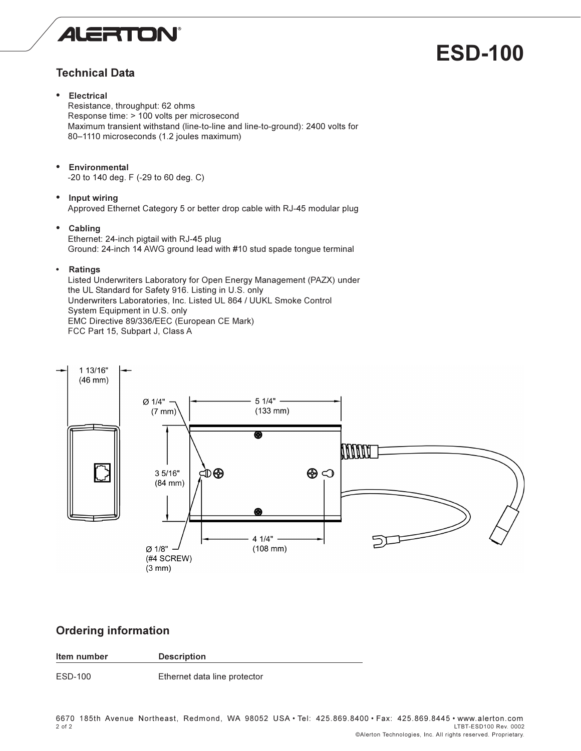# ESD-100

## Technical Data

- **Electrical**
  Resistance, throughput: 62 ohms
  Response time: > 100 volts per microsecond
  Maximum transient withstand (line-to-line and line-to-ground): 2400 volts for 80–1110 microseconds (1.2 joules maximum)

- **Environmental**
  -20 to 140 deg. F (-29 to 60 deg. C)

- **Input wiring**
  Approved Ethernet Category 5 or better drop cable with RJ-45 modular plug

- **Cabling**
  Ethernet: 24-inch pigtail with RJ-45 plug
  Ground: 24-inch 14 AWG ground lead with #10 stud spade tongue terminal

- **Ratings**
  Listed Underwriters Laboratory for Open Energy Management (PAZX) under the UL Standard for Safety 916. Listing in U.S. only
  Underwriters Laboratories, Inc. Listed UL 864 / UUKL Smoke Control System Equipment in U.S. only
  EMC Directive 89/336/EEC (European CE Mark)
  FCC Part 15, Subpart J, Class A

1 13/16"
(46 mm)

Ø 1/4"
(7 mm)

5 1/4"
(133 mm)

3 5/16"
(84 mm)

4 1/4"
(108 mm)

Ø 1/8"
(#4 SCREW)
(3 mm)

## Ordering information

| Item number | Description |
|---|---|
| ESD-100 | Ethernet data line protector |

6670 185th Avenue Northeast, Redmond, WA 98052 USA • Tel: 425.869.8400 • Fax: 425.869.8445 • www.alerton.com

LTBT-ESD100 Rev. 0002

©Alerton Technologies, Inc. All rights reserved. Proprietary.